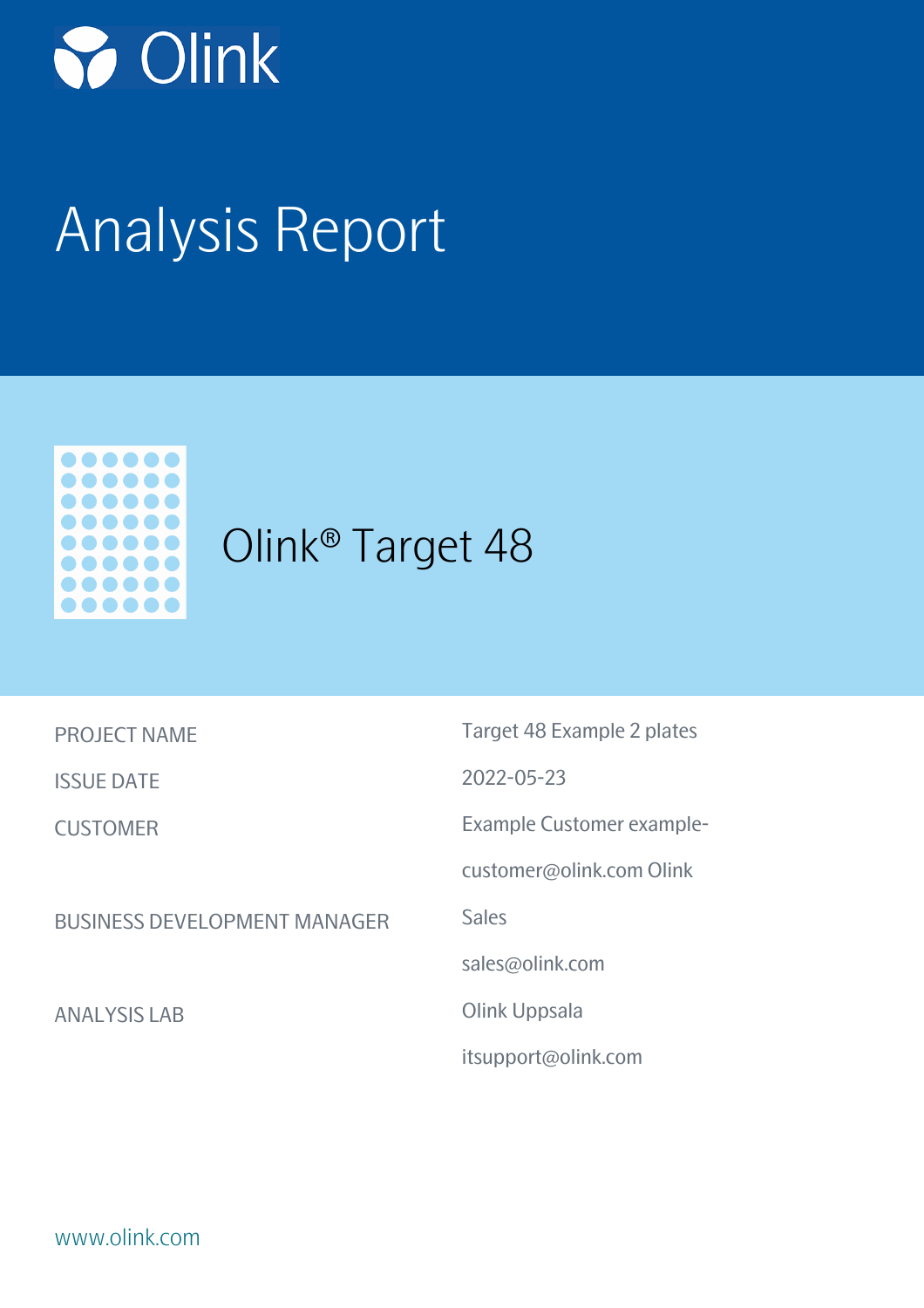Olink

# Analysis Report

## Olink® Target 48

| | |
|---|---|
| PROJECT NAME | Target 48 Example 2 plates |
| ISSUE DATE | 2022-05-23 |
| CUSTOMER | Example Customer example-customer@olink.com Olink |
| BUSINESS DEVELOPMENT MANAGER | Sales sales@olink.com |
| ANALYSIS LAB | Olink Uppsala itsupport@olink.com |

www.olink.com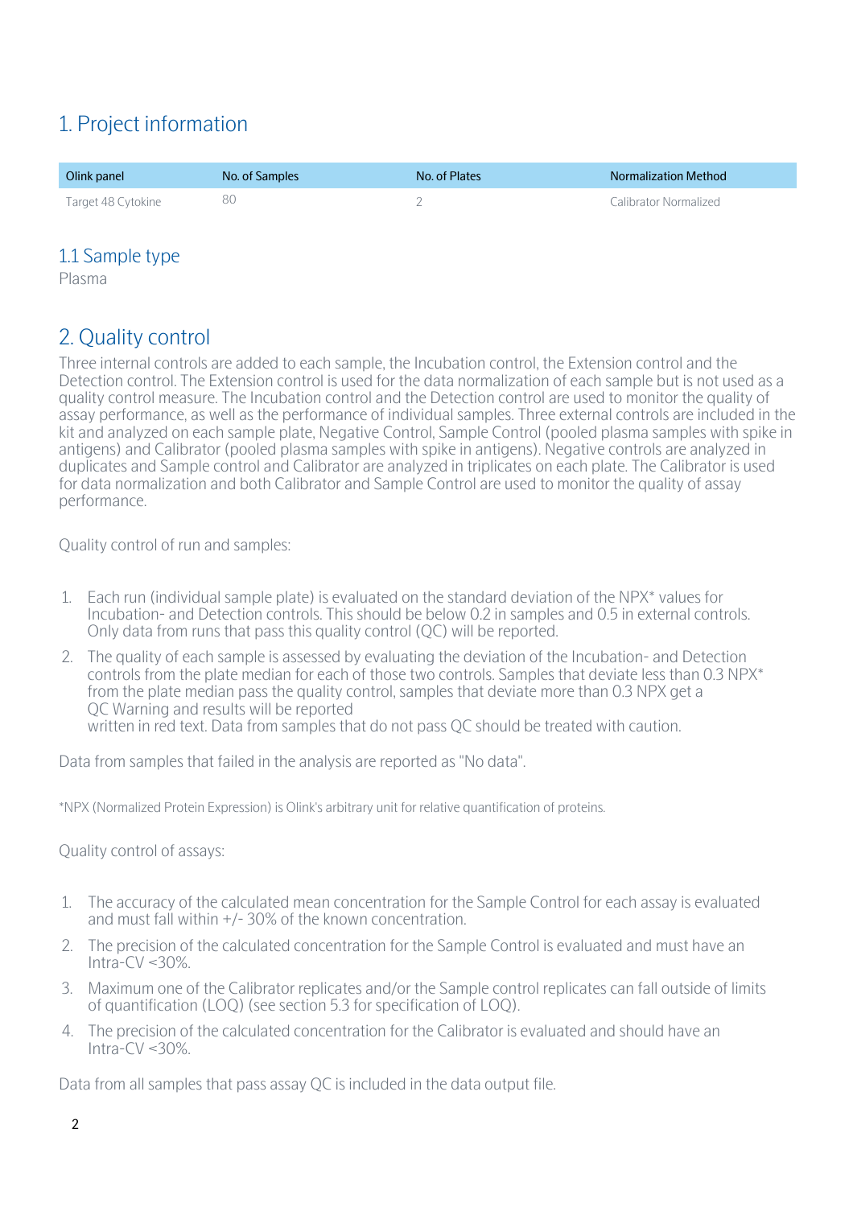# 1. Project information

| Olink panel | No. of Samples | No. of Plates | Normalization Method |
|---|---|---|---|
| Target 48 Cytokine | 80 | 2 | Calibrator Normalized |

## 1.1 Sample type

Plasma

# 2. Quality control

Three internal controls are added to each sample, the Incubation control, the Extension control and the Detection control. The Extension control is used for the data normalization of each sample but is not used as a quality control measure. The Incubation control and the Detection control are used to monitor the quality of assay performance, as well as the performance of individual samples. Three external controls are included in the kit and analyzed on each sample plate, Negative Control, Sample Control (pooled plasma samples with spike in antigens) and Calibrator (pooled plasma samples with spike in antigens). Negative controls are analyzed in duplicates and Sample control and Calibrator are analyzed in triplicates on each plate. The Calibrator is used for data normalization and both Calibrator and Sample Control are used to monitor the quality of assay performance.

Quality control of run and samples:

1. Each run (individual sample plate) is evaluated on the standard deviation of the NPX* values for Incubation- and Detection controls. This should be below 0.2 in samples and 0.5 in external controls. Only data from runs that pass this quality control (QC) will be reported.
2. The quality of each sample is assessed by evaluating the deviation of the Incubation- and Detection controls from the plate median for each of those two controls. Samples that deviate less than 0.3 NPX* from the plate median pass the quality control, samples that deviate more than 0.3 NPX get a QC Warning and results will be reported
   written in red text. Data from samples that do not pass QC should be treated with caution.

Data from samples that failed in the analysis are reported as "No data".

*NPX (Normalized Protein Expression) is Olink's arbitrary unit for relative quantification of proteins.

Quality control of assays:

1. The accuracy of the calculated mean concentration for the Sample Control for each assay is evaluated and must fall within +/- 30% of the known concentration.
2. The precision of the calculated concentration for the Sample Control is evaluated and must have an Intra-CV <30%.
3. Maximum one of the Calibrator replicates and/or the Sample control replicates can fall outside of limits of quantification (LOQ) (see section 5.3 for specification of LOQ).
4. The precision of the calculated concentration for the Calibrator is evaluated and should have an Intra-CV <30%.

Data from all samples that pass assay QC is included in the data output file.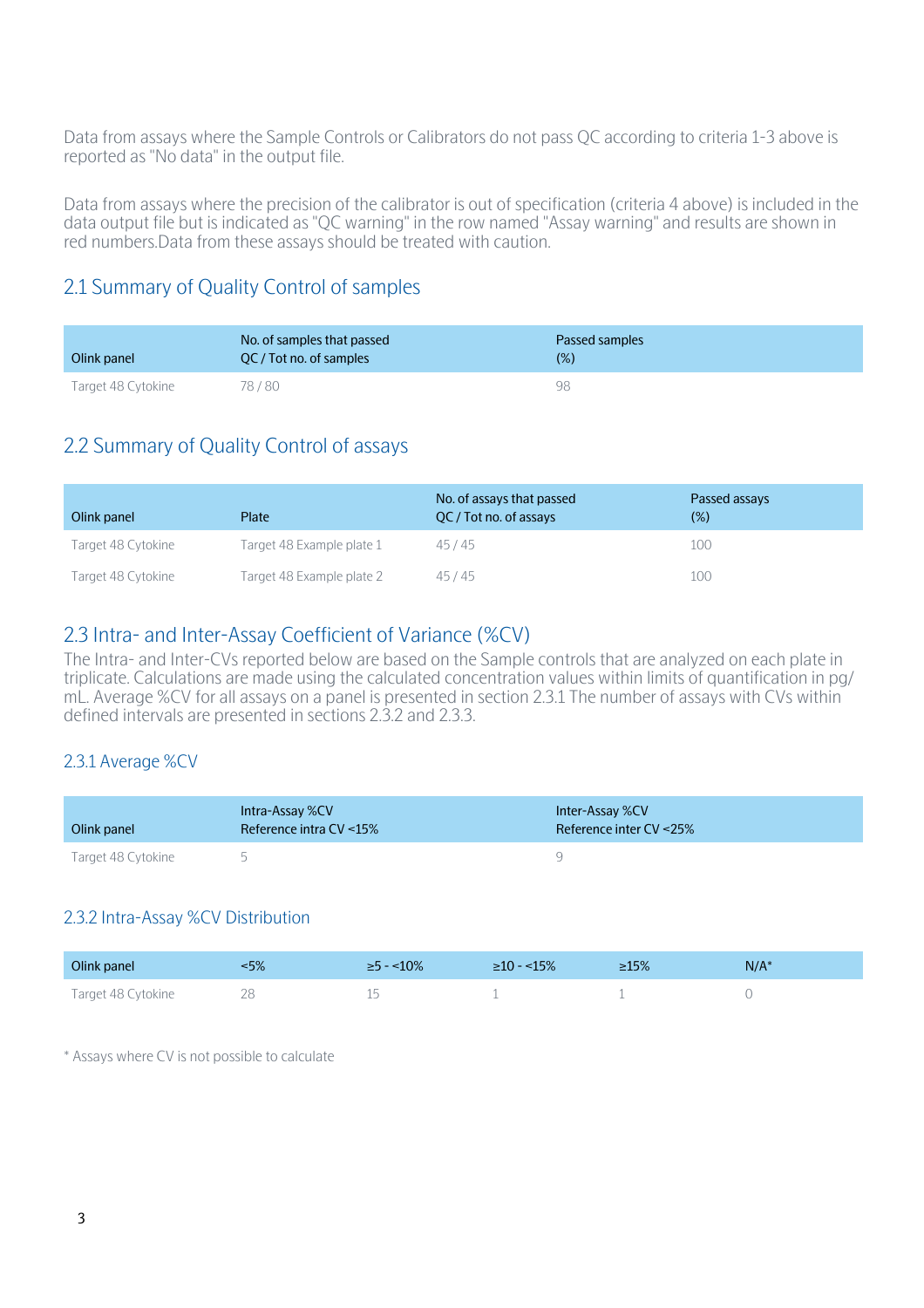Data from assays where the Sample Controls or Calibrators do not pass QC according to criteria 1-3 above is reported as "No data" in the output file.

Data from assays where the precision of the calibrator is out of specification (criteria 4 above) is included in the data output file but is indicated as "QC warning" in the row named "Assay warning" and results are shown in red numbers.Data from these assays should be treated with caution.

## 2.1 Summary of Quality Control of samples

| Olink panel | No. of samples that passed QC / Tot no. of samples | Passed samples (%) |
|---|---|---|
| Target 48 Cytokine | 78 / 80 | 98 |

## 2.2 Summary of Quality Control of assays

| Olink panel | Plate | No. of assays that passed QC / Tot no. of assays | Passed assays (%) |
|---|---|---|---|
| Target 48 Cytokine | Target 48 Example plate 1 | 45 / 45 | 100 |
| Target 48 Cytokine | Target 48 Example plate 2 | 45 / 45 | 100 |

## 2.3 Intra- and Inter-Assay Coefficient of Variance (%CV)

The Intra- and Inter-CVs reported below are based on the Sample controls that are analyzed on each plate in triplicate. Calculations are made using the calculated concentration values within limits of quantification in pg/mL. Average %CV for all assays on a panel is presented in section 2.3.1 The number of assays with CVs within defined intervals are presented in sections 2.3.2 and 2.3.3.

### 2.3.1 Average %CV

| Olink panel | Intra-Assay %CV Reference intra CV <15% | Inter-Assay %CV Reference inter CV <25% |
|---|---|---|
| Target 48 Cytokine | 5 | 9 |

### 2.3.2 Intra-Assay %CV Distribution

| Olink panel | <5% | ≥5 - <10% | ≥10 - <15% | ≥15% | N/A* |
|---|---|---|---|---|---|
| Target 48 Cytokine | 28 | 15 | 1 | 1 | 0 |

* Assays where CV is not possible to calculate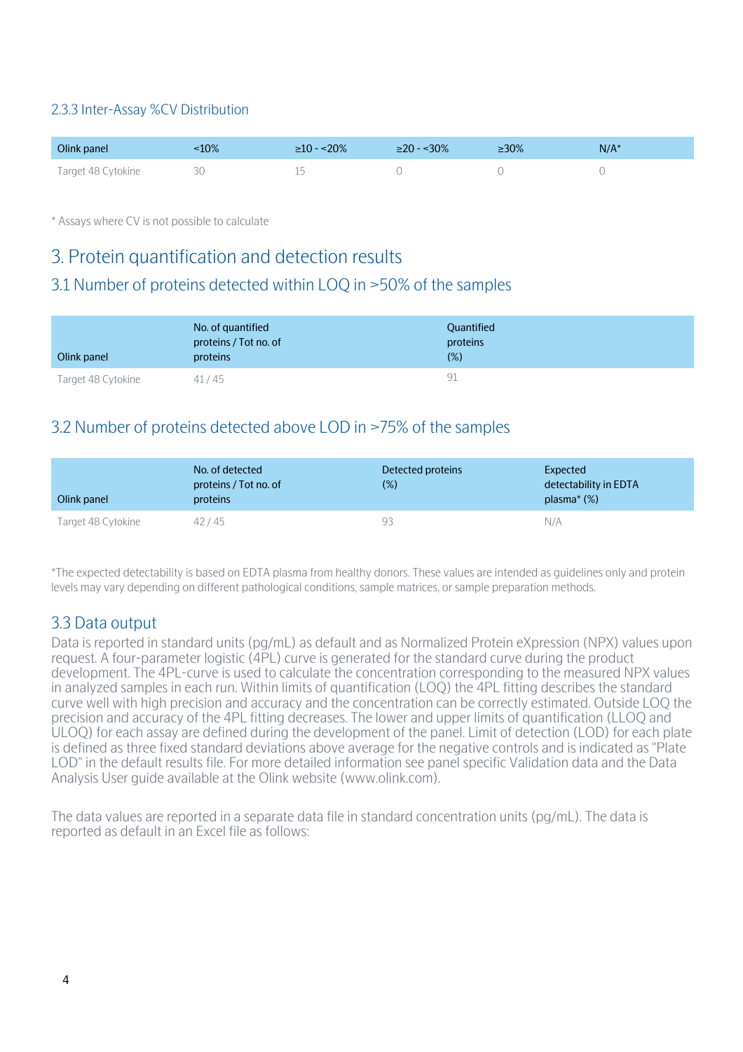### 2.3.3 Inter-Assay %CV Distribution

| Olink panel | <10% | ≥10 - <20% | ≥20 - <30% | ≥30% | N/A* |
|---|---|---|---|---|---|
| Target 48 Cytokine | 30 | 15 | 0 | 0 | 0 |

* Assays where CV is not possible to calculate

# 3. Protein quantification and detection results

## 3.1 Number of proteins detected within LOQ in >50% of the samples

| Olink panel | No. of quantified proteins / Tot no. of proteins | Quantified proteins (%) |
|---|---|---|
| Target 48 Cytokine | 41 / 45 | 91 |

## 3.2 Number of proteins detected above LOD in >75% of the samples

| Olink panel | No. of detected proteins / Tot no. of proteins | Detected proteins (%) | Expected detectability in EDTA plasma* (%) |
|---|---|---|---|
| Target 48 Cytokine | 42 / 45 | 93 | N/A |

*The expected detectability is based on EDTA plasma from healthy donors. These values are intended as guidelines only and protein levels may vary depending on different pathological conditions, sample matrices, or sample preparation methods.

## 3.3 Data output

Data is reported in standard units (pg/mL) as default and as Normalized Protein eXpression (NPX) values upon request. A four-parameter logistic (4PL) curve is generated for the standard curve during the product development. The 4PL-curve is used to calculate the concentration corresponding to the measured NPX values in analyzed samples in each run. Within limits of quantification (LOQ) the 4PL fitting describes the standard curve well with high precision and accuracy and the concentration can be correctly estimated. Outside LOQ the precision and accuracy of the 4PL fitting decreases. The lower and upper limits of quantification (LLOQ and ULOQ) for each assay are defined during the development of the panel. Limit of detection (LOD) for each plate is defined as three fixed standard deviations above average for the negative controls and is indicated as "Plate LOD" in the default results file. For more detailed information see panel specific Validation data and the Data Analysis User guide available at the Olink website (www.olink.com).

The data values are reported in a separate data file in standard concentration units (pg/mL). The data is reported as default in an Excel file as follows: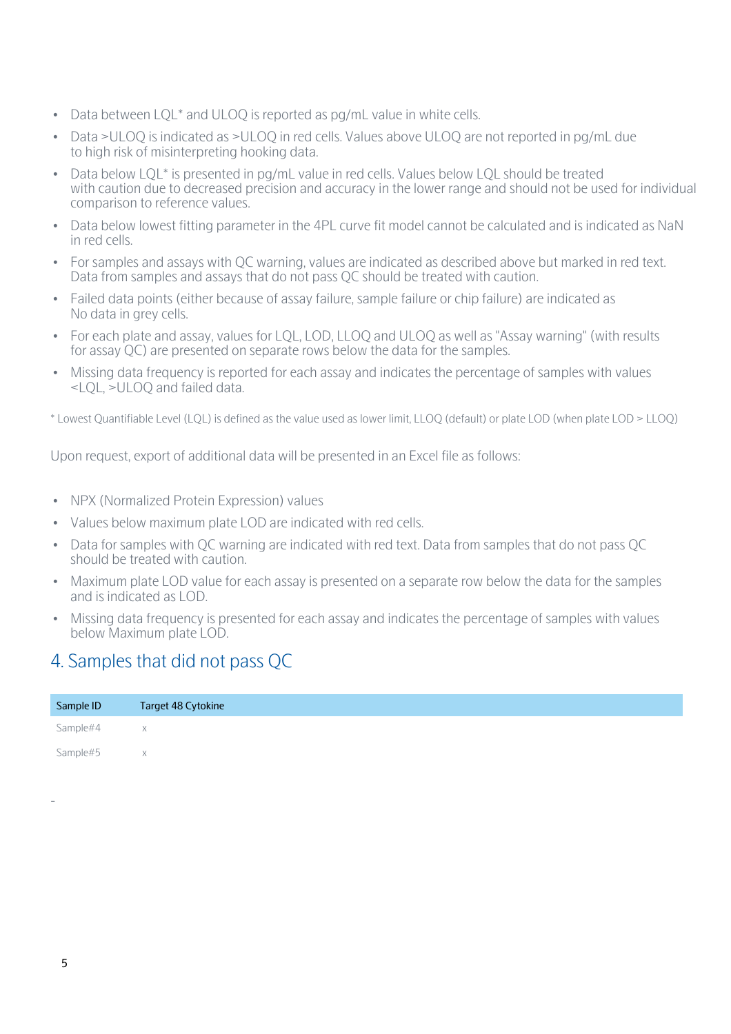- Data between LQL* and ULOQ is reported as pg/mL value in white cells.
- Data >ULOQ is indicated as >ULOQ in red cells. Values above ULOQ are not reported in pg/mL due to high risk of misinterpreting hooking data.
- Data below LQL* is presented in pg/mL value in red cells. Values below LQL should be treated with caution due to decreased precision and accuracy in the lower range and should not be used for individual comparison to reference values.
- Data below lowest fitting parameter in the 4PL curve fit model cannot be calculated and is indicated as NaN in red cells.
- For samples and assays with QC warning, values are indicated as described above but marked in red text. Data from samples and assays that do not pass QC should be treated with caution.
- Failed data points (either because of assay failure, sample failure or chip failure) are indicated as No data in grey cells.
- For each plate and assay, values for LQL, LOD, LLOQ and ULOQ as well as "Assay warning" (with results for assay QC) are presented on separate rows below the data for the samples.
- Missing data frequency is reported for each assay and indicates the percentage of samples with values <LQL, >ULOQ and failed data.

* Lowest Quantifiable Level (LQL) is defined as the value used as lower limit, LLOQ (default) or plate LOD (when plate LOD > LLOQ)

Upon request, export of additional data will be presented in an Excel file as follows:

- NPX (Normalized Protein Expression) values
- Values below maximum plate LOD are indicated with red cells.
- Data for samples with QC warning are indicated with red text. Data from samples that do not pass QC should be treated with caution.
- Maximum plate LOD value for each assay is presented on a separate row below the data for the samples and is indicated as LOD.
- Missing data frequency is presented for each assay and indicates the percentage of samples with values below Maximum plate LOD.

## 4. Samples that did not pass QC

| Sample ID | Target 48 Cytokine |
|---|---|
| Sample#4 | x |
| Sample#5 | x |

-